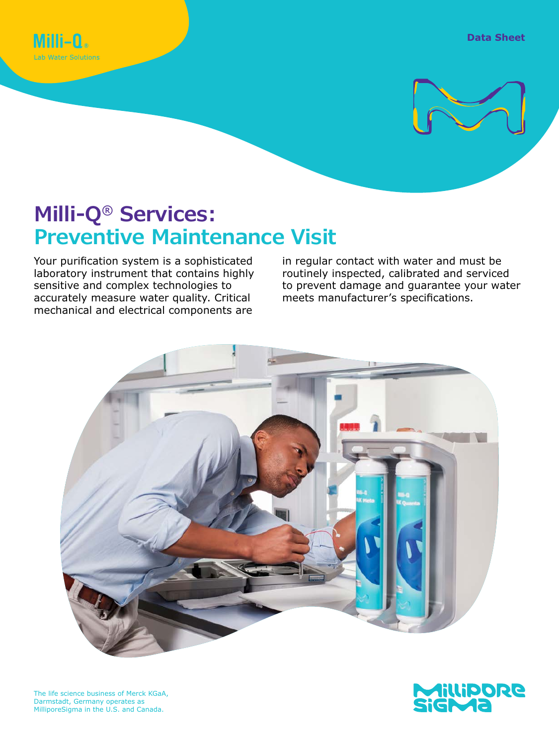Milli-Q®

Lab Water Solutions

Data Sheet

# Milli-Q® Services: Preventive Maintenance Visit

Your purification system is a sophisticated laboratory instrument that contains highly sensitive and complex technologies to accurately measure water quality. Critical mechanical and electrical components are in regular contact with water and must be routinely inspected, calibrated and serviced to prevent damage and guarantee your water meets manufacturer's specifications.

The life science business of Merck KGaA, Darmstadt, Germany operates as MilliporeSigma in the U.S. and Canada.

MilliporeSigma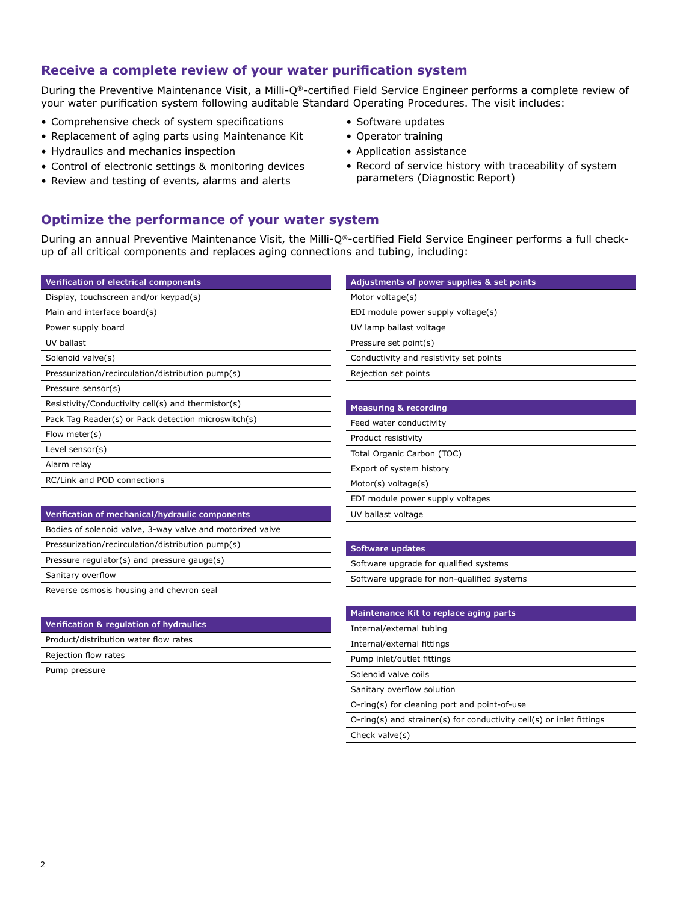## Receive a complete review of your water purification system

During the Preventive Maintenance Visit, a Milli-Q®-certified Field Service Engineer performs a complete review of your water purification system following auditable Standard Operating Procedures. The visit includes:

- Comprehensive check of system specifications
- Replacement of aging parts using Maintenance Kit
- Hydraulics and mechanics inspection
- Control of electronic settings & monitoring devices
- Review and testing of events, alarms and alerts
- Software updates
- Operator training
- Application assistance
- Record of service history with traceability of system parameters (Diagnostic Report)

## Optimize the performance of your water system

During an annual Preventive Maintenance Visit, the Milli-Q®-certified Field Service Engineer performs a full check-up of all critical components and replaces aging connections and tubing, including:

| Verification of electrical components |
|---|
| Display, touchscreen and/or keypad(s) |
| Main and interface board(s) |
| Power supply board |
| UV ballast |
| Solenoid valve(s) |
| Pressurization/recirculation/distribution pump(s) |
| Pressure sensor(s) |
| Resistivity/Conductivity cell(s) and thermistor(s) |
| Pack Tag Reader(s) or Pack detection microswitch(s) |
| Flow meter(s) |
| Level sensor(s) |
| Alarm relay |
| RC/Link and POD connections |

| Verification of mechanical/hydraulic components |
|---|
| Bodies of solenoid valve, 3-way valve and motorized valve |
| Pressurization/recirculation/distribution pump(s) |
| Pressure regulator(s) and pressure gauge(s) |
| Sanitary overflow |
| Reverse osmosis housing and chevron seal |

| Verification & regulation of hydraulics |
|---|
| Product/distribution water flow rates |
| Rejection flow rates |
| Pump pressure |

| Adjustments of power supplies & set points |
|---|
| Motor voltage(s) |
| EDI module power supply voltage(s) |
| UV lamp ballast voltage |
| Pressure set point(s) |
| Conductivity and resistivity set points |
| Rejection set points |

| Measuring & recording |
|---|
| Feed water conductivity |
| Product resistivity |
| Total Organic Carbon (TOC) |
| Export of system history |
| Motor(s) voltage(s) |
| EDI module power supply voltages |
| UV ballast voltage |

| Software updates |
|---|
| Software upgrade for qualified systems |
| Software upgrade for non-qualified systems |

| Maintenance Kit to replace aging parts |
|---|
| Internal/external tubing |
| Internal/external fittings |
| Pump inlet/outlet fittings |
| Solenoid valve coils |
| Sanitary overflow solution |
| O-ring(s) for cleaning port and point-of-use |
| O-ring(s) and strainer(s) for conductivity cell(s) or inlet fittings |
| Check valve(s) |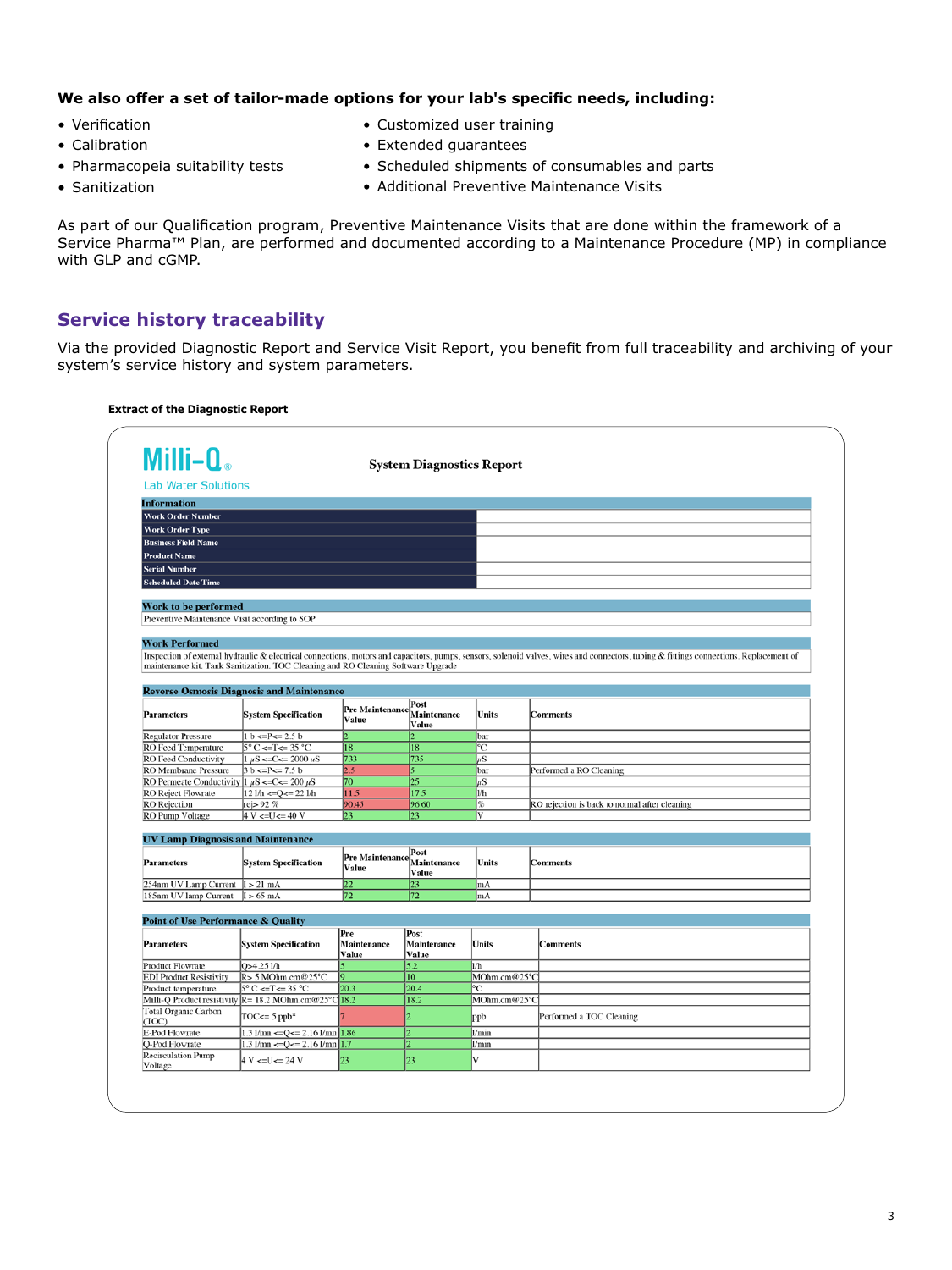**We also offer a set of tailor-made options for your lab's specific needs, including:**

- Verification
- Calibration
- Pharmacopeia suitability tests
- Sanitization
- Customized user training
- Extended guarantees
- Scheduled shipments of consumables and parts
- Additional Preventive Maintenance Visits

As part of our Qualification program, Preventive Maintenance Visits that are done within the framework of a Service Pharma™ Plan, are performed and documented according to a Maintenance Procedure (MP) in compliance with GLP and cGMP.

## Service history traceability

Via the provided Diagnostic Report and Service Visit Report, you benefit from full traceability and archiving of your system's service history and system parameters.

**Extract of the Diagnostic Report**

Milli-Q® Lab Water Solutions

**System Diagnostics Report**

| Information | |
|---|---|
| Work Order Number | |
| Work Order Type | |
| Business Field Name | |
| Product Name | |
| Serial Number | |
| Scheduled Date Time | |

**Work to be performed**

Preventive Maintenance Visit according to SOP

**Work Performed**

Inspection of external hydraulic & electrical connections, motors and capacitors, pumps, sensors, solenoid valves, wires and connectors, tubing & fittings connections. Replacement of maintenance kit. Tank Sanitization. TOC Cleaning and RO Cleaning Software Upgrade

**Reverse Osmosis Diagnosis and Maintenance**

| Parameters | System Specification | Pre Maintenance Value | Post Maintenance Value | Units | Comments |
|---|---|---|---|---|---|
| Regulator Pressure | 1 b <=P<= 2.5 b | 2 | 2 | bar | |
| RO Feed Temperature | 5° C <=T<= 35 °C | 18 | 18 | °C | |
| RO Feed Conductivity | 1 µS <=C<= 2000 µS | 733 | 735 | µS | |
| RO Membrane Pressure | 3 b <=P<= 7.5 b | 2.5 | 5 | bar | Performed a RO Cleaning |
| RO Permeate Conductivity | 1 µS <=C<= 200 µS | 70 | 25 | µS | |
| RO Reject Flowrate | 12 l/h <=Q<= 22 l/h | 11.5 | 17.5 | l/h | |
| RO Rejection | rej> 92 % | 90.43 | 96.60 | % | RO rejection is back to normal after cleaning |
| RO Pump Voltage | 4 V <=U<= 40 V | 23 | 23 | V | |

**UV Lamp Diagnosis and Maintenance**

| Parameters | System Specification | Pre Maintenance Value | Post Maintenance Value | Units | Comments |
|---|---|---|---|---|---|
| 254nm UV Lamp Current | I > 21 mA | 22 | 23 | mA | |
| 185nm UV lamp Current | I > 65 mA | 72 | 72 | mA | |

**Point of Use Performance & Quality**

| Parameters | System Specification | Pre Maintenance Value | Post Maintenance Value | Units | Comments |
|---|---|---|---|---|---|
| Product Flowrate | Q>4.25 l/h | 5 | 5.2 | l/h | |
| EDI Product Resistivity | R> 5 MOhm.cm@25°C | 9 | 10 | MOhm.cm@25°C | |
| Product temperature | 5° C <=T<= 35 °C | 20.3 | 20.4 | °C | |
| Milli-Q Product resistivity | R= 18.2 MOhm.cm@25°C | 18.2 | 18.2 | MOhm.cm@25°C | |
| Total Organic Carbon (TOC) | TOC<= 5 ppb* | 7 | 2 | ppb | Performed a TOC Cleaning |
| E-Pod Flowrate | 1.3 l/mn <=Q<= 2.16 l/mn | 1.86 | 2 | l/min | |
| Q-Pod Flowrate | 1.3 l/mn <=Q<= 2.16 l/mn | 1.7 | 2 | l/min | |
| Recirculation Pump Voltage | 4 V <=U<= 24 V | 23 | 23 | V | |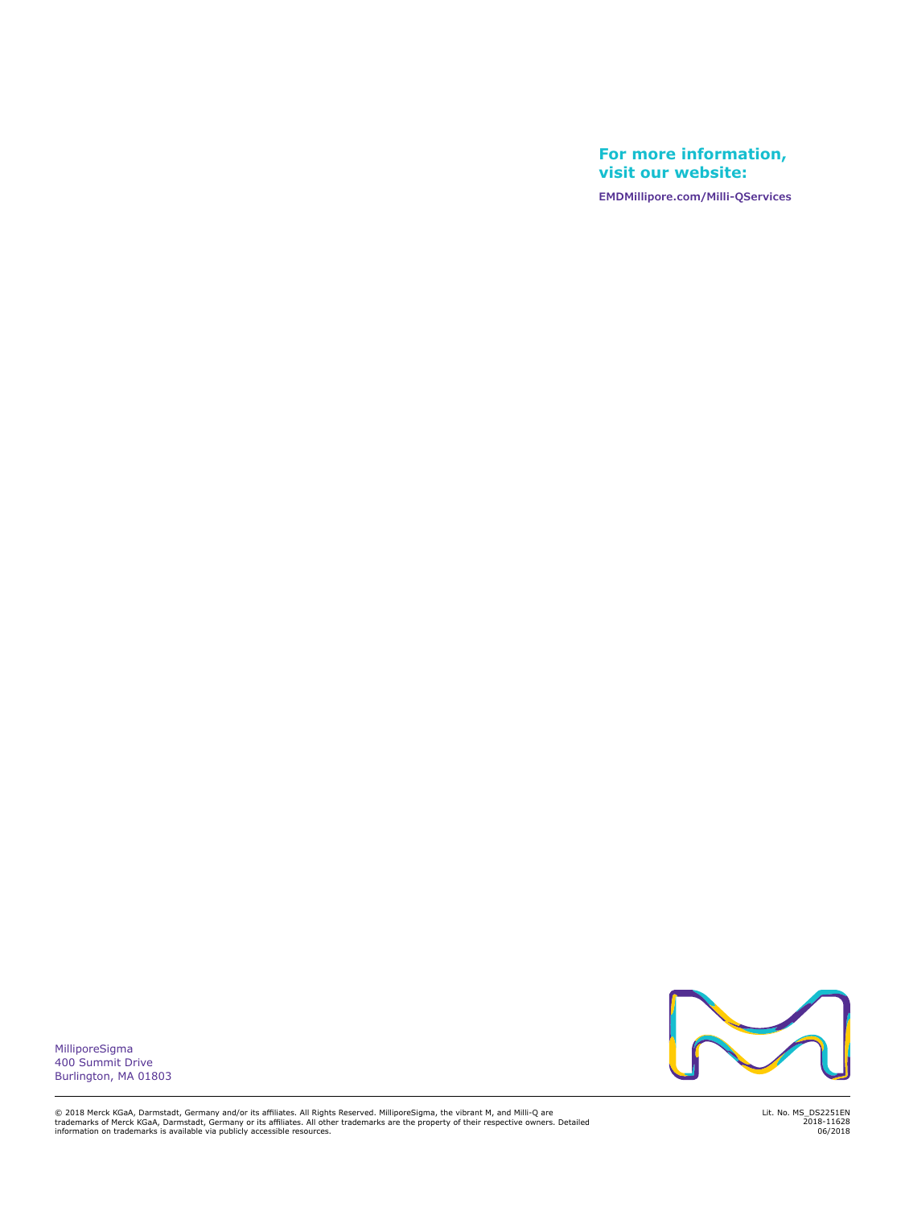**For more information, visit our website:**

**EMDMillipore.com/Milli-QServices**

MilliporeSigma
400 Summit Drive
Burlington, MA 01803

© 2018 Merck KGaA, Darmstadt, Germany and/or its affiliates. All Rights Reserved. MilliporeSigma, the vibrant M, and Milli-Q are trademarks of Merck KGaA, Darmstadt, Germany or its affiliates. All other trademarks are the property of their respective owners. Detailed information on trademarks is available via publicly accessible resources.

Lit. No. MS_DS2251EN
2018-11628
06/2018